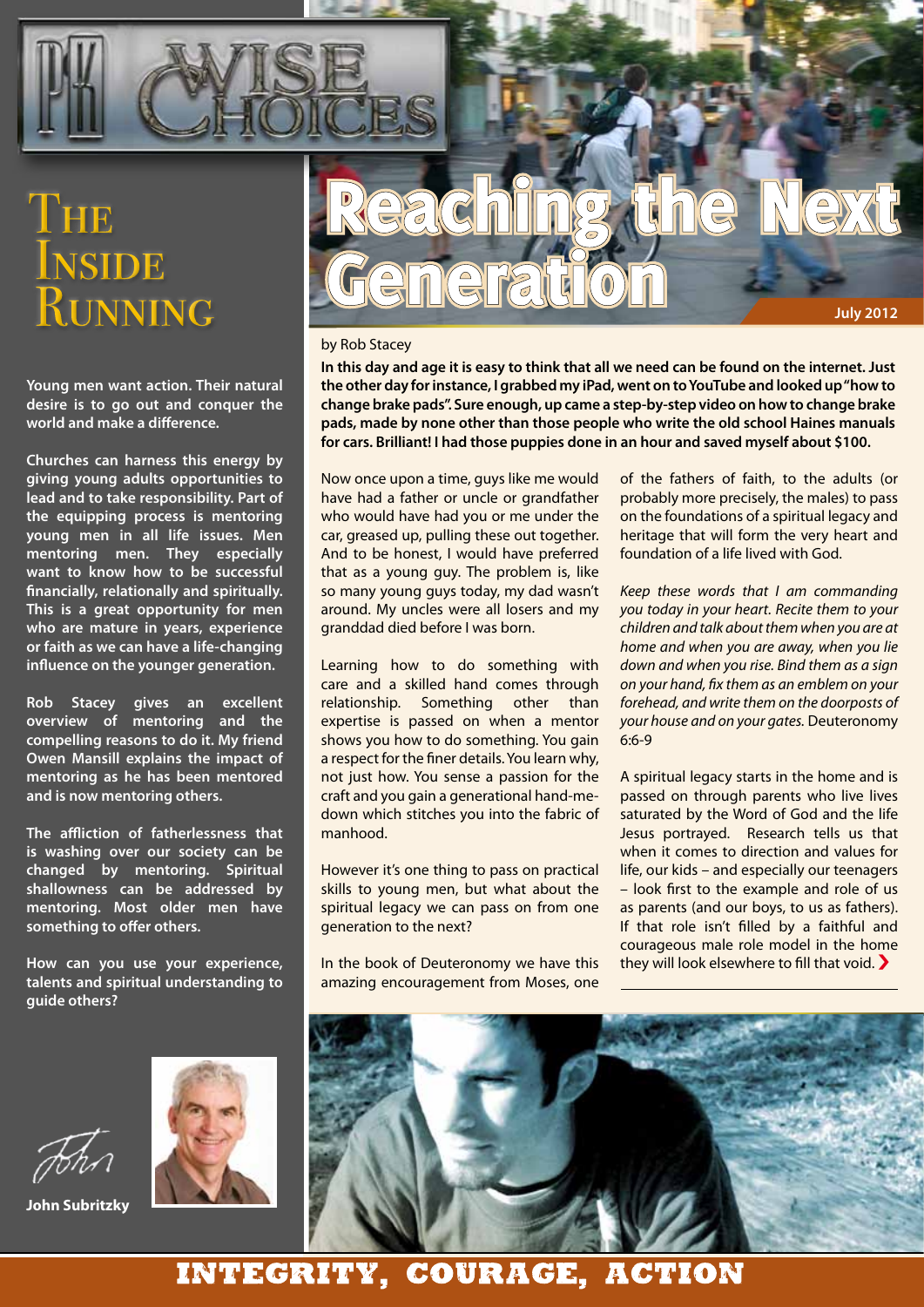# Wise Choices

## The Inside Running

**Young men want action. Their natural desire is to go out and conquer the world and make a difference.**

**Churches can harness this energy by giving young adults opportunities to lead and to take responsibility. Part of the equipping process is mentoring young men in all life issues. Men mentoring men. They especially want to know how to be successful financially, relationally and spiritually. This is a great opportunity for men who are mature in years, experience or faith as we can have a life-changing influence on the younger generation.**

**Rob Stacey gives an excellent overview of mentoring and the compelling reasons to do it. My friend Owen Mansill explains the impact of mentoring as he has been mentored and is now mentoring others.**

**The affliction of fatherlessness that is washing over our society can be changed by mentoring. Spiritual shallowness can be addressed by mentoring. Most older men have something to offer others.**

**How can you use your experience, talents and spiritual understanding to guide others?**

John

**John Subritzky**

# Reaching the Next Generation

**July 2012**

by Rob Stacey

**In this day and age it is easy to think that all we need can be found on the internet. Just the other day for instance, I grabbed my iPad, went on to YouTube and looked up "how to change brake pads". Sure enough, up came a step-by-step video on how to change brake pads, made by none other than those people who write the old school Haines manuals for cars. Brilliant! I had those puppies done in an hour and saved myself about $100.**

Now once upon a time, guys like me would have had a father or uncle or grandfather who would have had you or me under the car, greased up, pulling these out together. And to be honest, I would have preferred that as a young guy. The problem is, like so many young guys today, my dad wasn't around. My uncles were all losers and my granddad died before I was born.

Learning how to do something with care and a skilled hand comes through relationship. Something other than expertise is passed on when a mentor shows you how to do something. You gain a respect for the finer details. You learn why, not just how. You sense a passion for the craft and you gain a generational hand-me-down which stitches you into the fabric of manhood.

However it's one thing to pass on practical skills to young men, but what about the spiritual legacy we can pass on from one generation to the next?

In the book of Deuteronomy we have this amazing encouragement from Moses, one of the fathers of faith, to the adults (or probably more precisely, the males) to pass on the foundations of a spiritual legacy and heritage that will form the very heart and foundation of a life lived with God.

*Keep these words that I am commanding you today in your heart. Recite them to your children and talk about them when you are at home and when you are away, when you lie down and when you rise. Bind them as a sign on your hand, fix them as an emblem on your forehead, and write them on the doorposts of your house and on your gates.* Deuteronomy 6:6-9

A spiritual legacy starts in the home and is passed on through parents who live lives saturated by the Word of God and the life Jesus portrayed. Research tells us that when it comes to direction and values for life, our kids – and especially our teenagers – look first to the example and role of us as parents (and our boys, to us as fathers). If that role isn't filled by a faithful and courageous male role model in the home they will look elsewhere to fill that void.

**INTEGRITY, COURAGE, ACTION**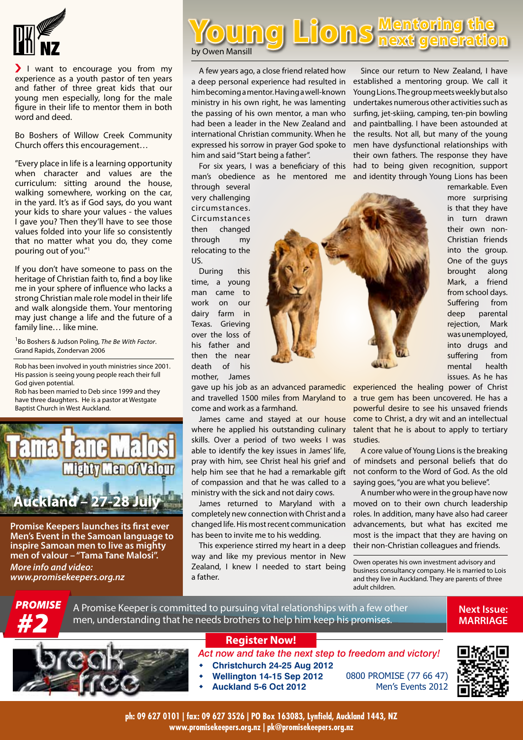I want to encourage you from my experience as a youth pastor of ten years and father of three great kids that our young men especially, long for the male figure in their life to mentor them in both word and deed.

Bo Boshers of Willow Creek Community Church offers this encouragement…

"Every place in life is a learning opportunity when character and values are the curriculum: sitting around the house, walking somewhere, working on the car, in the yard. It's as if God says, do you want your kids to share your values - the values I gave you? Then they'll have to see those values folded into your life so consistently that no matter what you do, they come pouring out of you."[1]

If you don't have someone to pass on the heritage of Christian faith to, find a boy like me in your sphere of influence who lacks a strong Christian male role model in their life and walk alongside them. Your mentoring may just change a life and the future of a family line… like mine.

[1] Bo Boshers & Judson Poling, *The Be With Factor*. Grand Rapids, Zondervan 2006

Rob has been involved in youth ministries since 2001. His passion is seeing young people reach their full God given potential.
Rob has been married to Deb since 1999 and they have three daughters. He is a pastor at Westgate Baptist Church in West Auckland.

## Tama Tane Malosi
### Mighty Men of Valour
### Auckland – 27-28 July

**Promise Keepers launches its first ever Men's Event in the Samoan language to inspire Samoan men to live as mighty men of valour – "Tama Tane Malosi".**
***More info and video: www.promisekeepers.org.nz***

# Young Lions
## Mentoring the next generation

by Owen Mansill

A few years ago, a close friend related how a deep personal experience had resulted in him becoming a mentor. Having a well-known ministry in his own right, he was lamenting the passing of his own mentor, a man who had been a leader in the New Zealand and international Christian community. When he expressed his sorrow in prayer God spoke to him and said "Start being a father".

For six years, I was a beneficiary of this man's obedience as he mentored me through several very challenging circumstances. Circumstances then changed through my relocating to the US.

During this time, a young man came to work on our dairy farm in Texas. Grieving over the loss of his father and then the near death of his mother, James gave up his job as an advanced paramedic and travelled 1500 miles from Maryland to come and work as a farmhand.

James came and stayed at our house where he applied his outstanding culinary skills. Over a period of two weeks I was able to identify the key issues in James' life, pray with him, see Christ heal his grief and help him see that he had a remarkable gift of compassion and that he was called to a ministry with the sick and not dairy cows.

James returned to Maryland with a completely new connection with Christ and a changed life. His most recent communication has been to invite me to his wedding.

This experience stirred my heart in a deep way and like my previous mentor in New Zealand, I knew I needed to start being a father.

Since our return to New Zealand, I have established a mentoring group. We call it Young Lions. The group meets weekly but also undertakes numerous other activities such as surfing, jet-skiing, camping, ten-pin bowling and paintballing. I have been astounded at the results. Not all, but many of the young men have dysfunctional relationships with their own fathers. The response they have had to being given recognition, support and identity through Young Lions has been remarkable. Even more surprising is that they have in turn drawn their own non-Christian friends into the group. One of the guys brought along Mark, a friend from school days. Suffering from deep parental rejection, Mark was unemployed, into drugs and suffering from mental health issues. As he has experienced the healing power of Christ a true gem has been uncovered. He has a powerful desire to see his unsaved friends come to Christ, a dry wit and an intellectual talent that he is about to apply to tertiary studies.

A core value of Young Lions is the breaking of mindsets and personal beliefs that do not conform to the Word of God. As the old saying goes, "you are what you believe".

A number who were in the group have now moved on to their own church leadership roles. In addition, many have also had career advancements, but what has excited me most is the impact that they are having on their non-Christian colleagues and friends.

Owen operates his own investment advisory and business consultancy company. He is married to Lois and they live in Auckland. They are parents of three adult children.

**PROMISE #2** A Promise Keeper is committed to pursuing vital relationships with a few other men, understanding that he needs brothers to help him keep his promises.

**Next Issue: MARRIAGE**

**break free**

**Register Now!**

*Act now and take the next step to freedom and victory!*

- **Christchurch 24-25 Aug 2012**
- **Wellington 14-15 Sep 2012**
- **Auckland 5-6 Oct 2012**

0800 PROMISE (77 66 47)
Men's Events 2012

**ph: 09 627 0101 | fax: 09 627 3526 | PO Box 163083, Lynfield, Auckland 1443, NZ**
**www.promisekeepers.org.nz | pk@promisekeepers.org.nz**